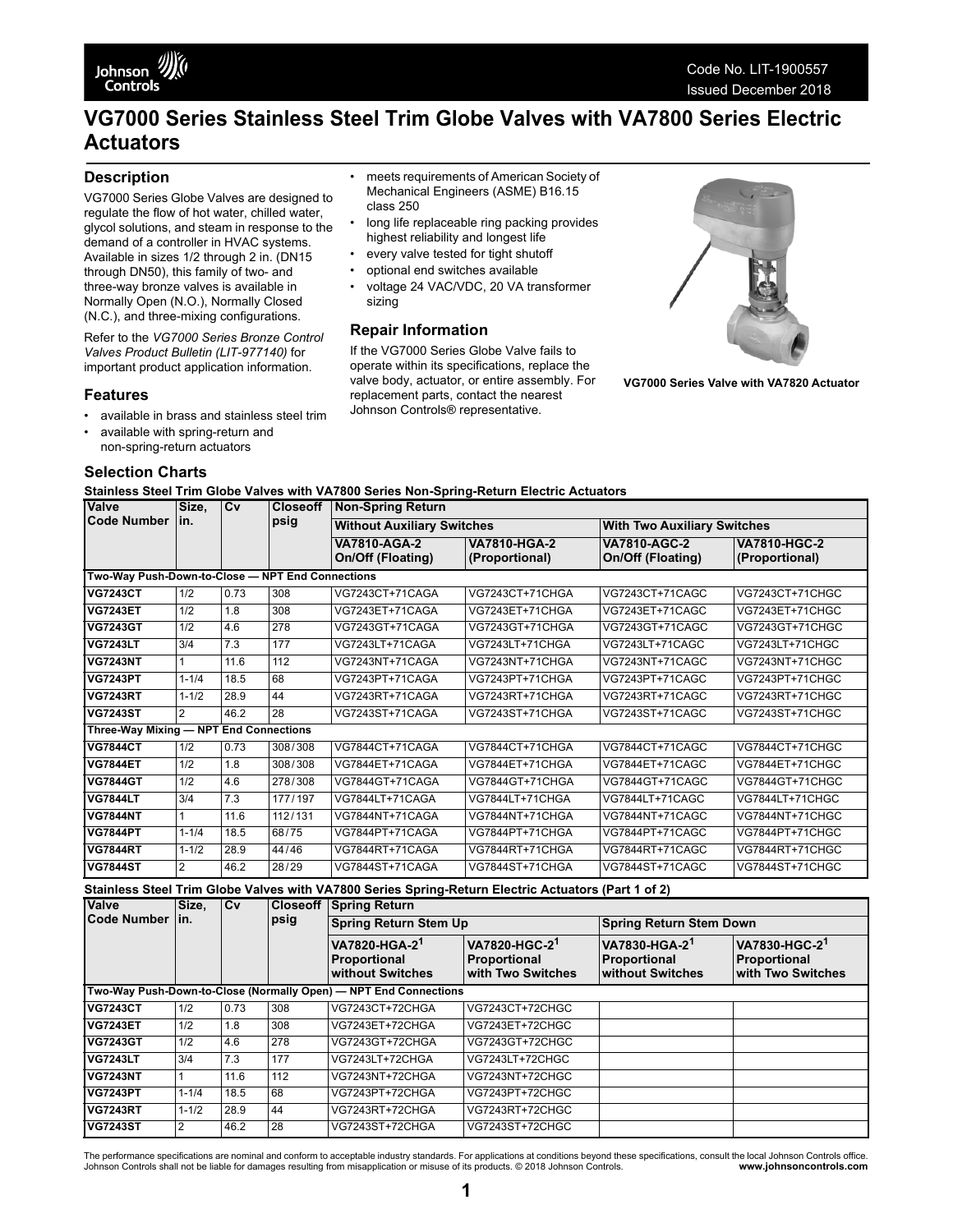# VG7000 Series Stainless Steel Trim Globe Valves with VA7800 Series Electric Actuators

## Description

VG7000 Series Globe Valves are designed to regulate the flow of hot water, chilled water, glycol solutions, and steam in response to the demand of a controller in HVAC systems. Available in sizes 1/2 through 2 in. (DN15 through DN50), this family of two- and three-way bronze valves is available in Normally Open (N.O.), Normally Closed (N.C.), and three-mixing configurations.

Refer to the *VG7000 Series Bronze Control Valves Product Bulletin (LIT-977140)* for important product application information.

## Features

- available in brass and stainless steel trim
- available with spring-return and non-spring-return actuators
- meets requirements of American Society of Mechanical Engineers (ASME) B16.15 class 250
- long life replaceable ring packing provides highest reliability and longest life
- every valve tested for tight shutoff
- optional end switches available
- voltage 24 VAC/VDC, 20 VA transformer sizing

## Repair Information

If the VG7000 Series Globe Valve fails to operate within its specifications, replace the valve body, actuator, or entire assembly. For replacement parts, contact the nearest Johnson Controls® representative.

VG7000 Series Valve with VA7820 Actuator

## Selection Charts

**Stainless Steel Trim Globe Valves with VA7800 Series Non-Spring-Return Electric Actuators**

| Valve Code Number | Size, in. | Cv | Closeoff psig | Non-Spring Return | | | |
|---|---|---|---|---|---|---|---|
| | | | | Without Auxiliary Switches | | With Two Auxiliary Switches | |
| | | | | VA7810-AGA-2 On/Off (Floating) | VA7810-HGA-2 (Proportional) | VA7810-AGC-2 On/Off (Floating) | VA7810-HGC-2 (Proportional) |
| **Two-Way Push-Down-to-Close — NPT End Connections** | | | | | | | |
| **VG7243CT** | 1/2 | 0.73 | 308 | VG7243CT+71CAGA | VG7243CT+71CHGA | VG7243CT+71CAGC | VG7243CT+71CHGC |
| **VG7243ET** | 1/2 | 1.8 | 308 | VG7243ET+71CAGA | VG7243ET+71CHGA | VG7243ET+71CAGC | VG7243ET+71CHGC |
| **VG7243GT** | 1/2 | 4.6 | 278 | VG7243GT+71CAGA | VG7243GT+71CHGA | VG7243GT+71CAGC | VG7243GT+71CHGC |
| **VG7243LT** | 3/4 | 7.3 | 177 | VG7243LT+71CAGA | VG7243LT+71CHGA | VG7243LT+71CAGC | VG7243LT+71CHGC |
| **VG7243NT** | 1 | 11.6 | 112 | VG7243NT+71CAGA | VG7243NT+71CHGA | VG7243NT+71CAGC | VG7243NT+71CHGC |
| **VG7243PT** | 1-1/4 | 18.5 | 68 | VG7243PT+71CAGA | VG7243PT+71CHGA | VG7243PT+71CAGC | VG7243PT+71CHGC |
| **VG7243RT** | 1-1/2 | 28.9 | 44 | VG7243RT+71CAGA | VG7243RT+71CHGA | VG7243RT+71CAGC | VG7243RT+71CHGC |
| **VG7243ST** | 2 | 46.2 | 28 | VG7243ST+71CAGA | VG7243ST+71CHGA | VG7243ST+71CAGC | VG7243ST+71CHGC |
| **Three-Way Mixing — NPT End Connections** | | | | | | | |
| **VG7844CT** | 1/2 | 0.73 | 308/308 | VG7844CT+71CAGA | VG7844CT+71CHGA | VG7844CT+71CAGC | VG7844CT+71CHGC |
| **VG7844ET** | 1/2 | 1.8 | 308/308 | VG7844ET+71CAGA | VG7844ET+71CHGA | VG7844ET+71CAGC | VG7844ET+71CHGC |
| **VG7844GT** | 1/2 | 4.6 | 278/308 | VG7844GT+71CAGA | VG7844GT+71CHGA | VG7844GT+71CAGC | VG7844GT+71CHGC |
| **VG7844LT** | 3/4 | 7.3 | 177/197 | VG7844LT+71CAGA | VG7844LT+71CHGA | VG7844LT+71CAGC | VG7844LT+71CHGC |
| **VG7844NT** | 1 | 11.6 | 112/131 | VG7844NT+71CAGA | VG7844NT+71CHGA | VG7844NT+71CAGC | VG7844NT+71CHGC |
| **VG7844PT** | 1-1/4 | 18.5 | 68/75 | VG7844PT+71CAGA | VG7844PT+71CHGA | VG7844PT+71CAGC | VG7844PT+71CHGC |
| **VG7844RT** | 1-1/2 | 28.9 | 44/46 | VG7844RT+71CAGA | VG7844RT+71CHGA | VG7844RT+71CAGC | VG7844RT+71CHGC |
| **VG7844ST** | 2 | 46.2 | 28/29 | VG7844ST+71CAGA | VG7844ST+71CHGA | VG7844ST+71CAGC | VG7844ST+71CHGC |

**Stainless Steel Trim Globe Valves with VA7800 Series Spring-Return Electric Actuators (Part 1 of 2)**

| Valve Code Number | Size, in. | Cv | Closeoff psig | Spring Return | | | |
|---|---|---|---|---|---|---|---|
| | | | | Spring Return Stem Up | | Spring Return Stem Down | |
| | | | | VA7820-HGA-2[1] Proportional without Switches | VA7820-HGC-2[1] Proportional with Two Switches | VA7830-HGA-2[1] Proportional without Switches | VA7830-HGC-2[1] Proportional with Two Switches |
| **Two-Way Push-Down-to-Close (Normally Open) — NPT End Connections** | | | | | | | |
| **VG7243CT** | 1/2 | 0.73 | 308 | VG7243CT+72CHGA | VG7243CT+72CHGC | | |
| **VG7243ET** | 1/2 | 1.8 | 308 | VG7243ET+72CHGA | VG7243ET+72CHGC | | |
| **VG7243GT** | 1/2 | 4.6 | 278 | VG7243GT+72CHGA | VG7243GT+72CHGC | | |
| **VG7243LT** | 3/4 | 7.3 | 177 | VG7243LT+72CHGA | VG7243LT+72CHGC | | |
| **VG7243NT** | 1 | 11.6 | 112 | VG7243NT+72CHGA | VG7243NT+72CHGC | | |
| **VG7243PT** | 1-1/4 | 18.5 | 68 | VG7243PT+72CHGA | VG7243PT+72CHGC | | |
| **VG7243RT** | 1-1/2 | 28.9 | 44 | VG7243RT+72CHGA | VG7243RT+72CHGC | | |
| **VG7243ST** | 2 | 46.2 | 28 | VG7243ST+72CHGA | VG7243ST+72CHGC | | |

The performance specifications are nominal and conform to acceptable industry standards. For applications at conditions beyond these specifications, consult the local Johnson Controls office. Johnson Controls shall not be liable for damages resulting from misapplication or misuse of its products. © 2018 Johnson Controls. **www.johnsoncontrols.com**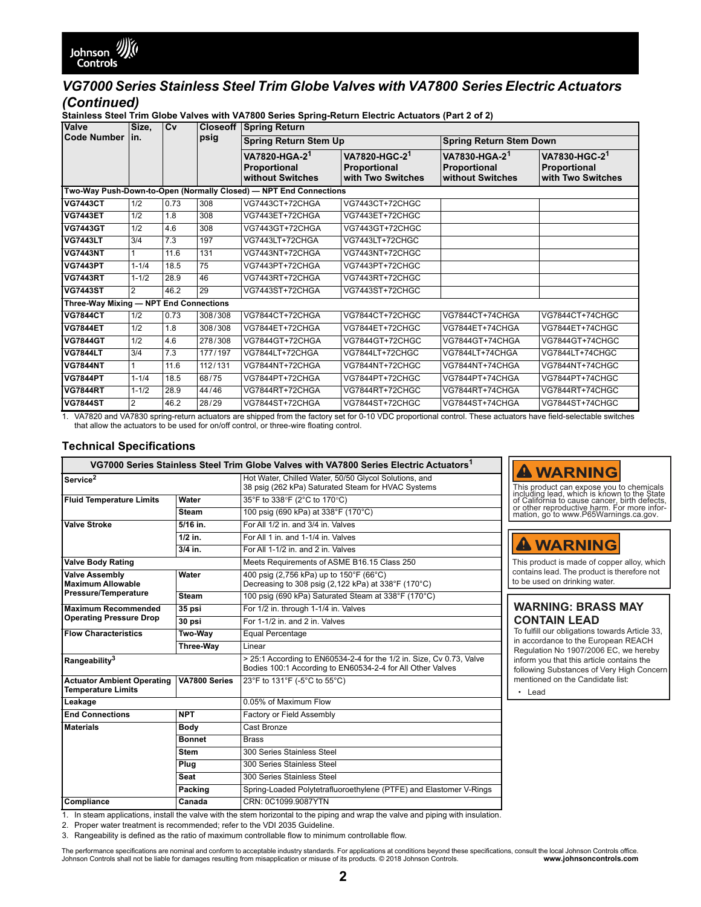## *VG7000 Series Stainless Steel Trim Globe Valves with VA7800 Series Electric Actuators (Continued)*

**Stainless Steel Trim Globe Valves with VA7800 Series Spring-Return Electric Actuators (Part 2 of 2)**

| Valve Code Number | Size, in. | Cv | Closeoff psig | Spring Return | | | |
|---|---|---|---|---|---|---|---|
| | | | | Spring Return Stem Up | | Spring Return Stem Down | |
| | | | | VA7820-HGA-2[1] Proportional without Switches | VA7820-HGC-2[1] Proportional with Two Switches | VA7830-HGA-2[1] Proportional without Switches | VA7830-HGC-2[1] Proportional with Two Switches |
| **Two-Way Push-Down-to-Open (Normally Closed) — NPT End Connections** | | | | | | | |
| **VG7443CT** | 1/2 | 0.73 | 308 | VG7443CT+72CHGA | VG7443CT+72CHGC | | |
| **VG7443ET** | 1/2 | 1.8 | 308 | VG7443ET+72CHGA | VG7443ET+72CHGC | | |
| **VG7443GT** | 1/2 | 4.6 | 308 | VG7443GT+72CHGA | VG7443GT+72CHGC | | |
| **VG7443LT** | 3/4 | 7.3 | 197 | VG7443LT+72CHGA | VG7443LT+72CHGC | | |
| **VG7443NT** | 1 | 11.6 | 131 | VG7443NT+72CHGA | VG7443NT+72CHGC | | |
| **VG7443PT** | 1-1/4 | 18.5 | 75 | VG7443PT+72CHGA | VG7443PT+72CHGC | | |
| **VG7443RT** | 1-1/2 | 28.9 | 46 | VG7443RT+72CHGA | VG7443RT+72CHGC | | |
| **VG7443ST** | 2 | 46.2 | 29 | VG7443ST+72CHGA | VG7443ST+72CHGC | | |
| **Three-Way Mixing — NPT End Connections** | | | | | | | |
| **VG7844CT** | 1/2 | 0.73 | 308/308 | VG7844CT+72CHGA | VG7844CT+72CHGC | VG7844CT+74CHGA | VG7844CT+74CHGC |
| **VG7844ET** | 1/2 | 1.8 | 308/308 | VG7844ET+72CHGA | VG7844ET+72CHGC | VG7844ET+74CHGA | VG7844ET+74CHGC |
| **VG7844GT** | 1/2 | 4.6 | 278/308 | VG7844GT+72CHGA | VG7844GT+72CHGC | VG7844GT+74CHGA | VG7844GT+74CHGC |
| **VG7844LT** | 3/4 | 7.3 | 177/197 | VG7844LT+72CHGA | VG7844LT+72CHGC | VG7844LT+74CHGA | VG7844LT+74CHGC |
| **VG7844NT** | 1 | 11.6 | 112/131 | VG7844NT+72CHGA | VG7844NT+72CHGC | VG7844NT+74CHGA | VG7844NT+74CHGC |
| **VG7844PT** | 1-1/4 | 18.5 | 68/75 | VG7844PT+72CHGA | VG7844PT+72CHGC | VG7844PT+74CHGA | VG7844PT+74CHGC |
| **VG7844RT** | 1-1/2 | 28.9 | 44/46 | VG7844RT+72CHGA | VG7844RT+72CHGC | VG7844RT+74CHGA | VG7844RT+74CHGC |
| **VG7844ST** | 2 | 46.2 | 28/29 | VG7844ST+72CHGA | VG7844ST+72CHGC | VG7844ST+74CHGA | VG7844ST+74CHGC |

1. VA7820 and VA7830 spring-return actuators are shipped from the factory set for 0-10 VDC proportional control. These actuators have field-selectable switches that allow the actuators to be used for on/off control, or three-wire floating control.

### Technical Specifications

| VG7000 Series Stainless Steel Trim Globe Valves with VA7800 Series Electric Actuators[1] | | |
|---|---|---|
| **Service**[2] | | Hot Water, Chilled Water, 50/50 Glycol Solutions, and 38 psig (262 kPa) Saturated Steam for HVAC Systems |
| **Fluid Temperature Limits** | **Water** | 35°F to 338°F (2°C to 170°C) |
| | **Steam** | 100 psig (690 kPa) at 338°F (170°C) |
| **Valve Stroke** | **5/16 in.** | For All 1/2 in. and 3/4 in. Valves |
| | **1/2 in.** | For All 1 in. and 1-1/4 in. Valves |
| | **3/4 in.** | For All 1-1/2 in. and 2 in. Valves |
| **Valve Body Rating** | | Meets Requirements of ASME B16.15 Class 250 |
| **Valve Assembly Maximum Allowable Pressure/Temperature** | **Water** | 400 psig (2,756 kPa) up to 150°F (66°C) Decreasing to 308 psig (2,122 kPa) at 338°F (170°C) |
| | **Steam** | 100 psig (690 kPa) Saturated Steam at 338°F (170°C) |
| **Maximum Recommended Operating Pressure Drop** | **35 psi** | For 1/2 in. through 1-1/4 in. Valves |
| | **30 psi** | For 1-1/2 in. and 2 in. Valves |
| **Flow Characteristics** | **Two-Way** | Equal Percentage |
| | **Three-Way** | Linear |
| **Rangeability**[3] | | > 25:1 According to EN60534-2-4 for the 1/2 in. Size, Cv 0.73, Valve Bodies 100:1 According to EN60534-2-4 for All Other Valves |
| **Actuator Ambient Operating Temperature Limits** | **VA7800 Series** | 23°F to 131°F (-5°C to 55°C) |
| **Leakage** | | 0.05% of Maximum Flow |
| **End Connections** | **NPT** | Factory or Field Assembly |
| **Materials** | **Body** | Cast Bronze |
| | **Bonnet** | Brass |
| | **Stem** | 300 Series Stainless Steel |
| | **Plug** | 300 Series Stainless Steel |
| | **Seat** | 300 Series Stainless Steel |
| | **Packing** | Spring-Loaded Polytetrafluoroethylene (PTFE) and Elastomer V-Rings |
| **Compliance** | **Canada** | CRN: 0C1099.9087YTN |

1. In steam applications, install the valve with the stem horizontal to the piping and wrap the valve and piping with insulation.
2. Proper water treatment is recommended; refer to the VDI 2035 Guideline.
3. Rangeability is defined as the ratio of maximum controllable flow to minimum controllable flow.

**⚠ WARNING**

This product can expose you to chemicals including lead, which is known to the State of California to cause cancer, birth defects, or other reproductive harm. For more information, go to www.P65Warnings.ca.gov.

**⚠ WARNING**

This product is made of copper alloy, which contains lead. The product is therefore not to be used on drinking water.

**WARNING: BRASS MAY CONTAIN LEAD**

To fulfill our obligations towards Article 33, in accordance to the European REACH Regulation No 1907/2006 EC, we hereby inform you that this article contains the following Substances of Very High Concern mentioned on the Candidate list:

- Lead

The performance specifications are nominal and conform to acceptable industry standards. For applications at conditions beyond these specifications, consult the local Johnson Controls office. Johnson Controls shall not be liable for damages resulting from misapplication or misuse of its products. © 2018 Johnson Controls. **www.johnsoncontrols.com**